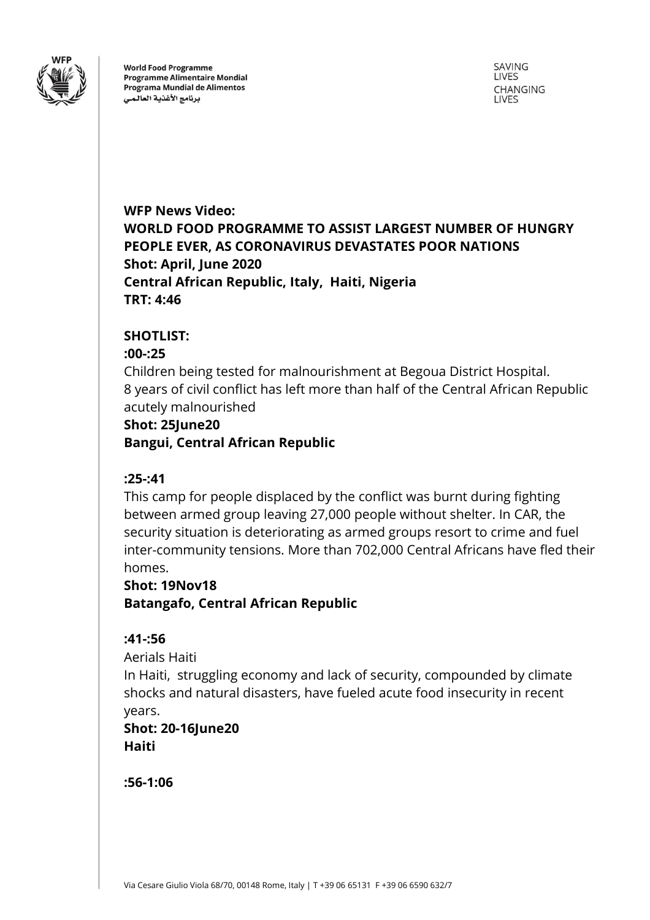World Food Programme
Programme Alimentaire Mondial
Programa Mundial de Alimentos
برنامج الأغذية العالمي

SAVING LIVES
CHANGING LIVES

**WFP News Video:**
**WORLD FOOD PROGRAMME TO ASSIST LARGEST NUMBER OF HUNGRY PEOPLE EVER, AS CORONAVIRUS DEVASTATES POOR NATIONS**
**Shot: April, June 2020**
**Central African Republic, Italy, Haiti, Nigeria**
**TRT: 4:46**

**SHOTLIST:**

**:00-:25**

Children being tested for malnourishment at Begoua District Hospital.
8 years of civil conflict has left more than half of the Central African Republic acutely malnourished

**Shot: 25June20**
**Bangui, Central African Republic**

**:25-:41**

This camp for people displaced by the conflict was burnt during fighting between armed group leaving 27,000 people without shelter. In CAR, the security situation is deteriorating as armed groups resort to crime and fuel inter-community tensions. More than 702,000 Central Africans have fled their homes.

**Shot: 19Nov18**
**Batangafo, Central African Republic**

**:41-:56**

Aerials Haiti
In Haiti, struggling economy and lack of security, compounded by climate shocks and natural disasters, have fueled acute food insecurity in recent years.

**Shot: 20-16June20**
**Haiti**

**:56-1:06**

Via Cesare Giulio Viola 68/70, 00148 Rome, Italy | T +39 06 65131 F +39 06 6590 632/7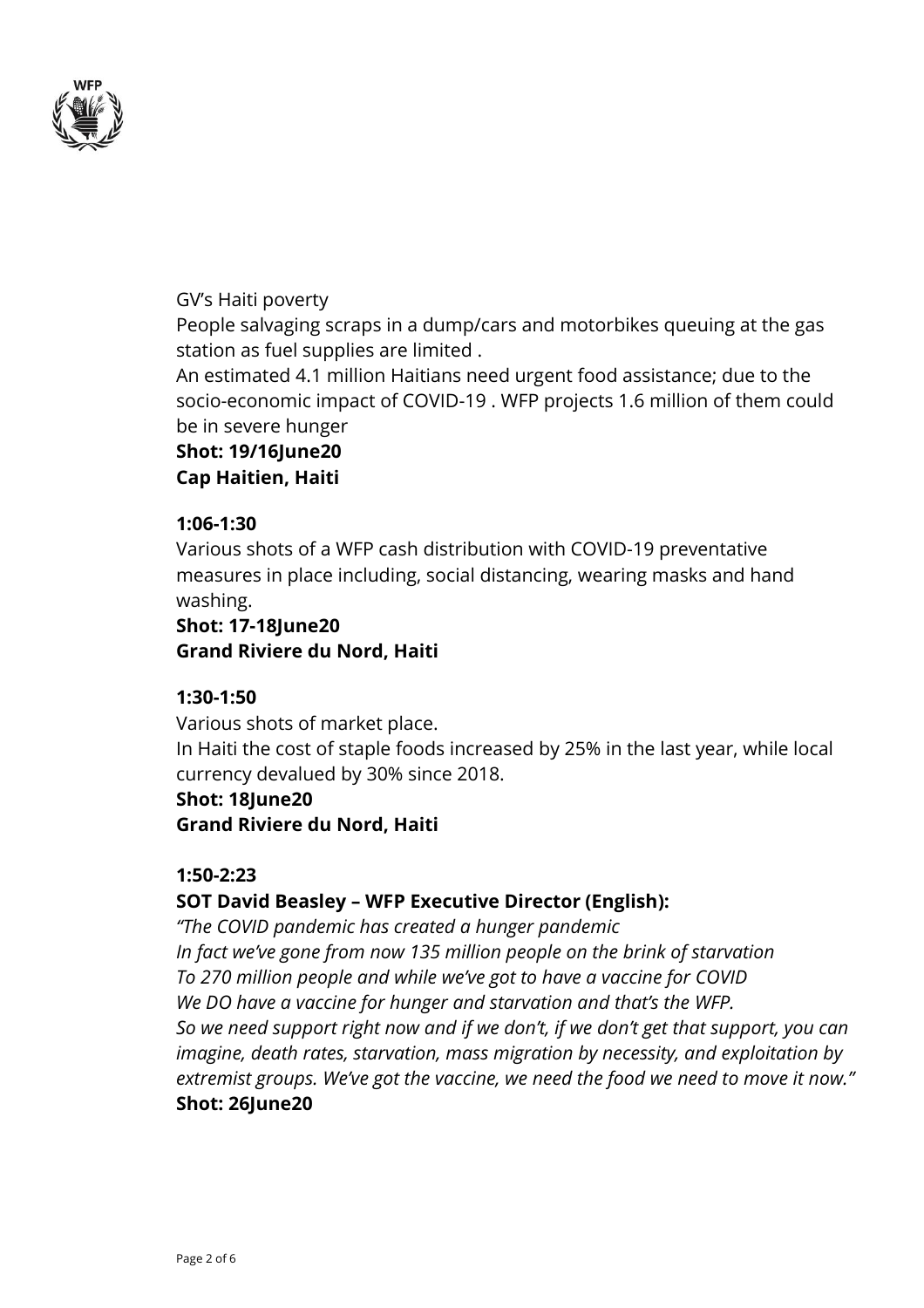GV's Haiti poverty

People salvaging scraps in a dump/cars and motorbikes queuing at the gas station as fuel supplies are limited .

An estimated 4.1 million Haitians need urgent food assistance; due to the socio-economic impact of COVID-19 . WFP projects 1.6 million of them could be in severe hunger

**Shot: 19/16June20**
**Cap Haitien, Haiti**

**1:06-1:30**

Various shots of a WFP cash distribution with COVID-19 preventative measures in place including, social distancing, wearing masks and hand washing.

**Shot: 17-18June20**
**Grand Riviere du Nord, Haiti**

**1:30-1:50**

Various shots of market place.

In Haiti the cost of staple foods increased by 25% in the last year, while local currency devalued by 30% since 2018.

**Shot: 18June20**
**Grand Riviere du Nord, Haiti**

**1:50-2:23**

**SOT David Beasley – WFP Executive Director (English):**

*"The COVID pandemic has created a hunger pandemic*
*In fact we've gone from now 135 million people on the brink of starvation*
*To 270 million people and while we've got to have a vaccine for COVID*
*We DO have a vaccine for hunger and starvation and that's the WFP.*
*So we need support right now and if we don't, if we don't get that support, you can imagine, death rates, starvation, mass migration by necessity, and exploitation by extremist groups. We've got the vaccine, we need the food we need to move it now."*

**Shot: 26June20**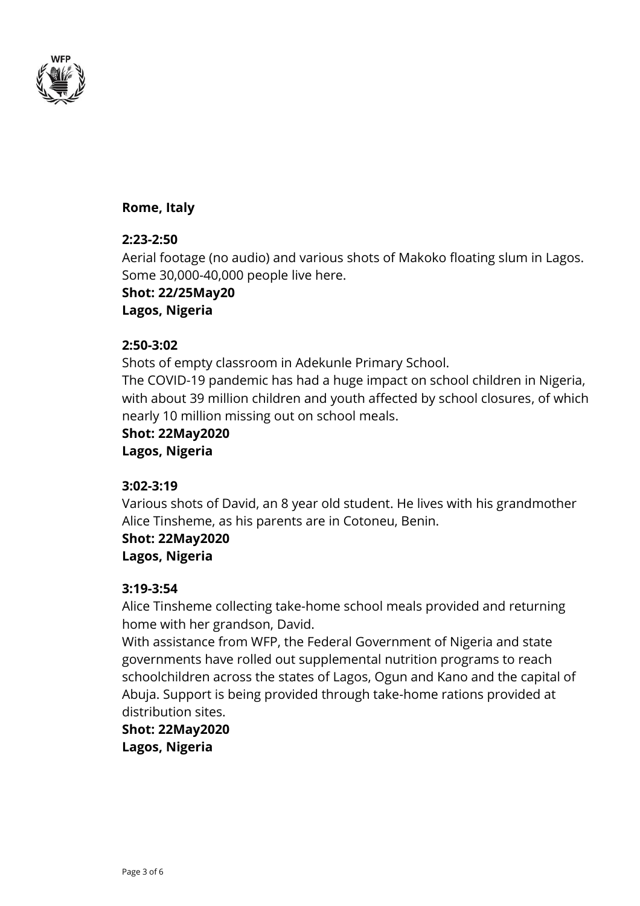**Rome, Italy**

**2:23-2:50**
Aerial footage (no audio) and various shots of Makoko floating slum in Lagos. Some 30,000-40,000 people live here.
**Shot: 22/25May20**
**Lagos, Nigeria**

**2:50-3:02**
Shots of empty classroom in Adekunle Primary School.
The COVID-19 pandemic has had a huge impact on school children in Nigeria, with about 39 million children and youth affected by school closures, of which nearly 10 million missing out on school meals.
**Shot: 22May2020**
**Lagos, Nigeria**

**3:02-3:19**
Various shots of David, an 8 year old student. He lives with his grandmother Alice Tinsheme, as his parents are in Cotoneu, Benin.
**Shot: 22May2020**
**Lagos, Nigeria**

**3:19-3:54**
Alice Tinsheme collecting take-home school meals provided and returning home with her grandson, David.
With assistance from WFP, the Federal Government of Nigeria and state governments have rolled out supplemental nutrition programs to reach schoolchildren across the states of Lagos, Ogun and Kano and the capital of Abuja. Support is being provided through take-home rations provided at distribution sites.
**Shot: 22May2020**
**Lagos, Nigeria**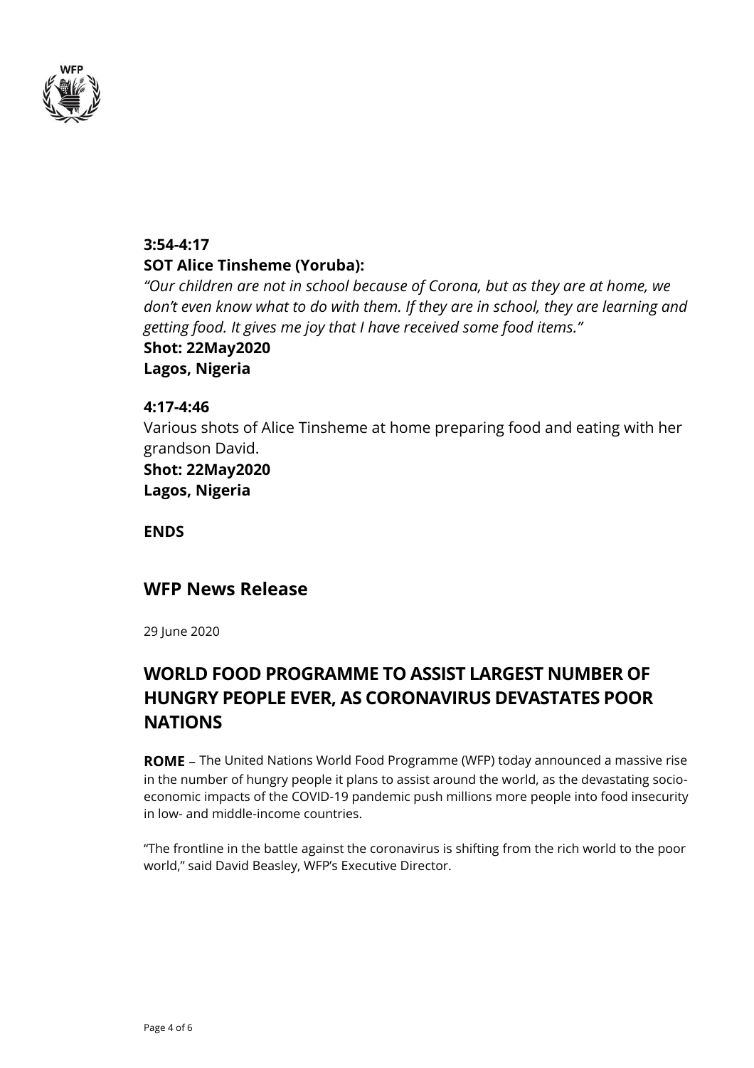**3:54-4:17**
**SOT Alice Tinsheme (Yoruba):**
*"Our children are not in school because of Corona, but as they are at home, we don't even know what to do with them. If they are in school, they are learning and getting food. It gives me joy that I have received some food items."*
**Shot: 22May2020**
**Lagos, Nigeria**

**4:17-4:46**
Various shots of Alice Tinsheme at home preparing food and eating with her grandson David.
**Shot: 22May2020**
**Lagos, Nigeria**

**ENDS**

## WFP News Release

29 June 2020

## WORLD FOOD PROGRAMME TO ASSIST LARGEST NUMBER OF HUNGRY PEOPLE EVER, AS CORONAVIRUS DEVASTATES POOR NATIONS

**ROME** – The United Nations World Food Programme (WFP) today announced a massive rise in the number of hungry people it plans to assist around the world, as the devastating socio-economic impacts of the COVID-19 pandemic push millions more people into food insecurity in low- and middle-income countries.

"The frontline in the battle against the coronavirus is shifting from the rich world to the poor world," said David Beasley, WFP's Executive Director.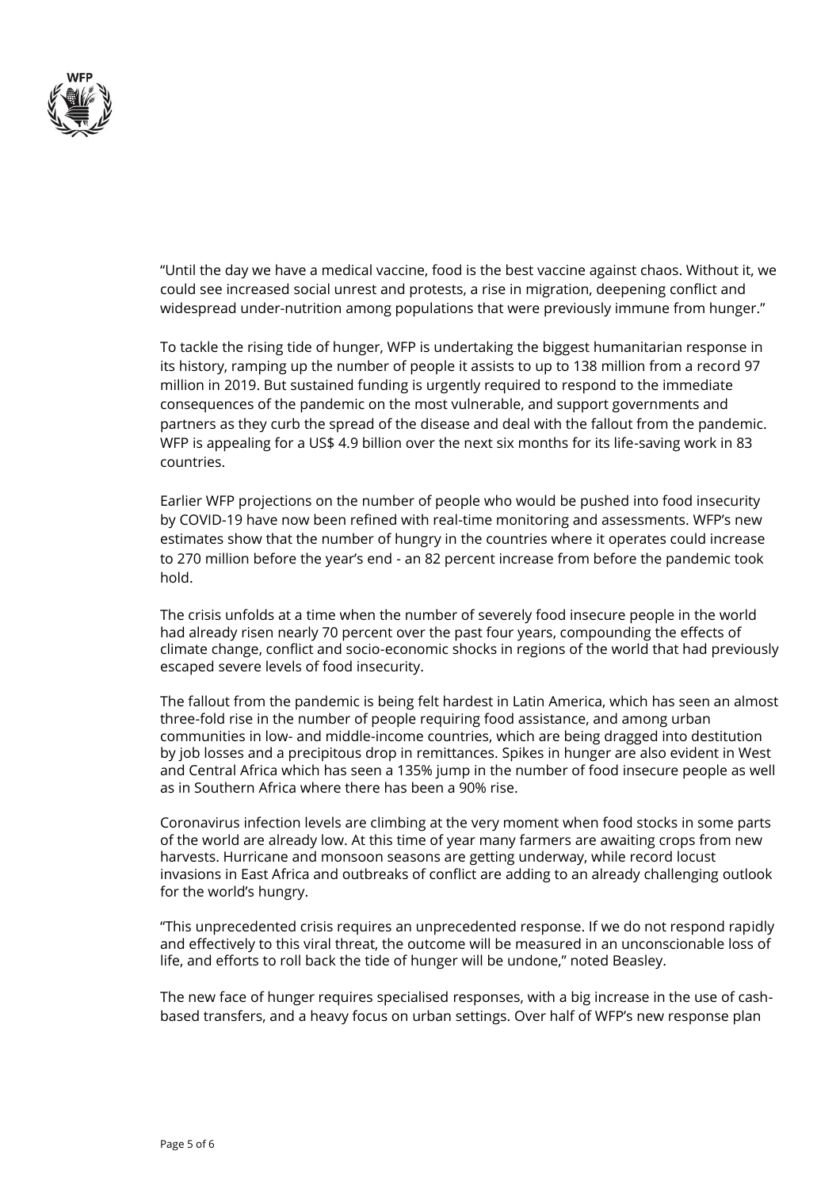"Until the day we have a medical vaccine, food is the best vaccine against chaos. Without it, we could see increased social unrest and protests, a rise in migration, deepening conflict and widespread under-nutrition among populations that were previously immune from hunger."

To tackle the rising tide of hunger, WFP is undertaking the biggest humanitarian response in its history, ramping up the number of people it assists to up to 138 million from a record 97 million in 2019. But sustained funding is urgently required to respond to the immediate consequences of the pandemic on the most vulnerable, and support governments and partners as they curb the spread of the disease and deal with the fallout from the pandemic. WFP is appealing for a US$ 4.9 billion over the next six months for its life-saving work in 83 countries.

Earlier WFP projections on the number of people who would be pushed into food insecurity by COVID-19 have now been refined with real-time monitoring and assessments. WFP's new estimates show that the number of hungry in the countries where it operates could increase to 270 million before the year's end - an 82 percent increase from before the pandemic took hold.

The crisis unfolds at a time when the number of severely food insecure people in the world had already risen nearly 70 percent over the past four years, compounding the effects of climate change, conflict and socio-economic shocks in regions of the world that had previously escaped severe levels of food insecurity.

The fallout from the pandemic is being felt hardest in Latin America, which has seen an almost three-fold rise in the number of people requiring food assistance, and among urban communities in low- and middle-income countries, which are being dragged into destitution by job losses and a precipitous drop in remittances. Spikes in hunger are also evident in West and Central Africa which has seen a 135% jump in the number of food insecure people as well as in Southern Africa where there has been a 90% rise.

Coronavirus infection levels are climbing at the very moment when food stocks in some parts of the world are already low. At this time of year many farmers are awaiting crops from new harvests. Hurricane and monsoon seasons are getting underway, while record locust invasions in East Africa and outbreaks of conflict are adding to an already challenging outlook for the world's hungry.

"This unprecedented crisis requires an unprecedented response. If we do not respond rapidly and effectively to this viral threat, the outcome will be measured in an unconscionable loss of life, and efforts to roll back the tide of hunger will be undone," noted Beasley.

The new face of hunger requires specialised responses, with a big increase in the use of cash-based transfers, and a heavy focus on urban settings. Over half of WFP's new response plan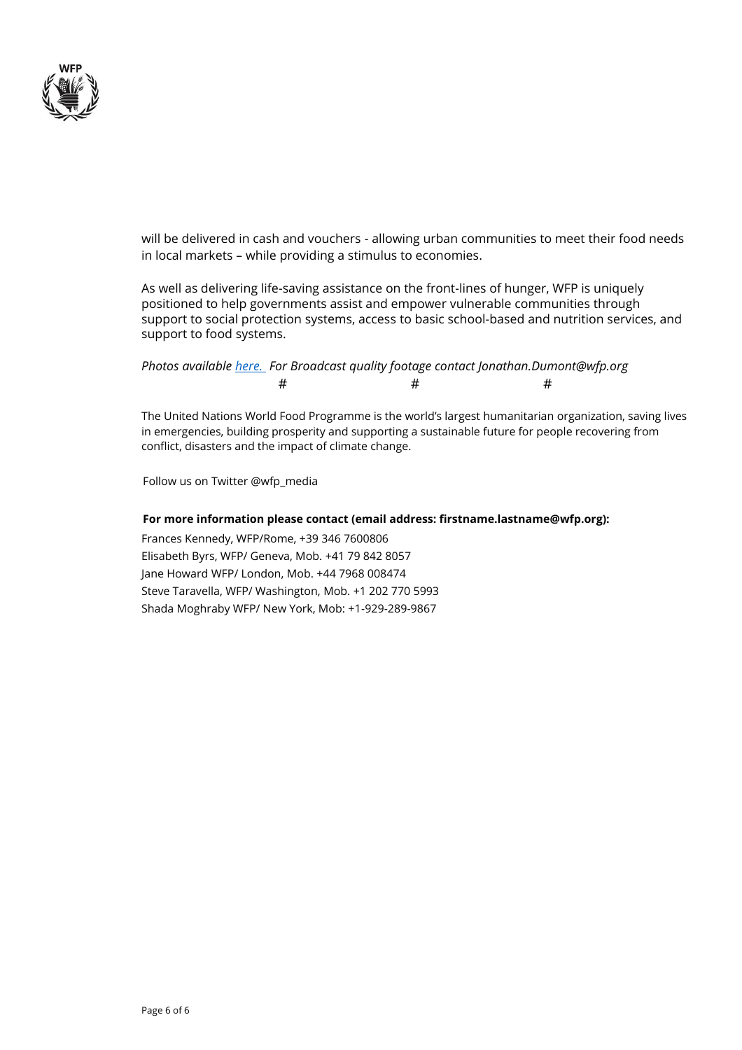will be delivered in cash and vouchers - allowing urban communities to meet their food needs in local markets – while providing a stimulus to economies.

As well as delivering life-saving assistance on the front-lines of hunger, WFP is uniquely positioned to help governments assist and empower vulnerable communities through support to social protection systems, access to basic school-based and nutrition services, and support to food systems.

*Photos available [here.](#) For Broadcast quality footage contact Jonathan.Dumont@wfp.org*

# # #

The United Nations World Food Programme is the world's largest humanitarian organization, saving lives in emergencies, building prosperity and supporting a sustainable future for people recovering from conflict, disasters and the impact of climate change.

Follow us on Twitter @wfp_media

**For more information please contact (email address: firstname.lastname@wfp.org):**

Frances Kennedy, WFP/Rome, +39 346 7600806
Elisabeth Byrs, WFP/ Geneva, Mob. +41 79 842 8057
Jane Howard WFP/ London, Mob. +44 7968 008474
Steve Taravella, WFP/ Washington, Mob. +1 202 770 5993
Shada Moghraby WFP/ New York, Mob: +1-929-289-9867